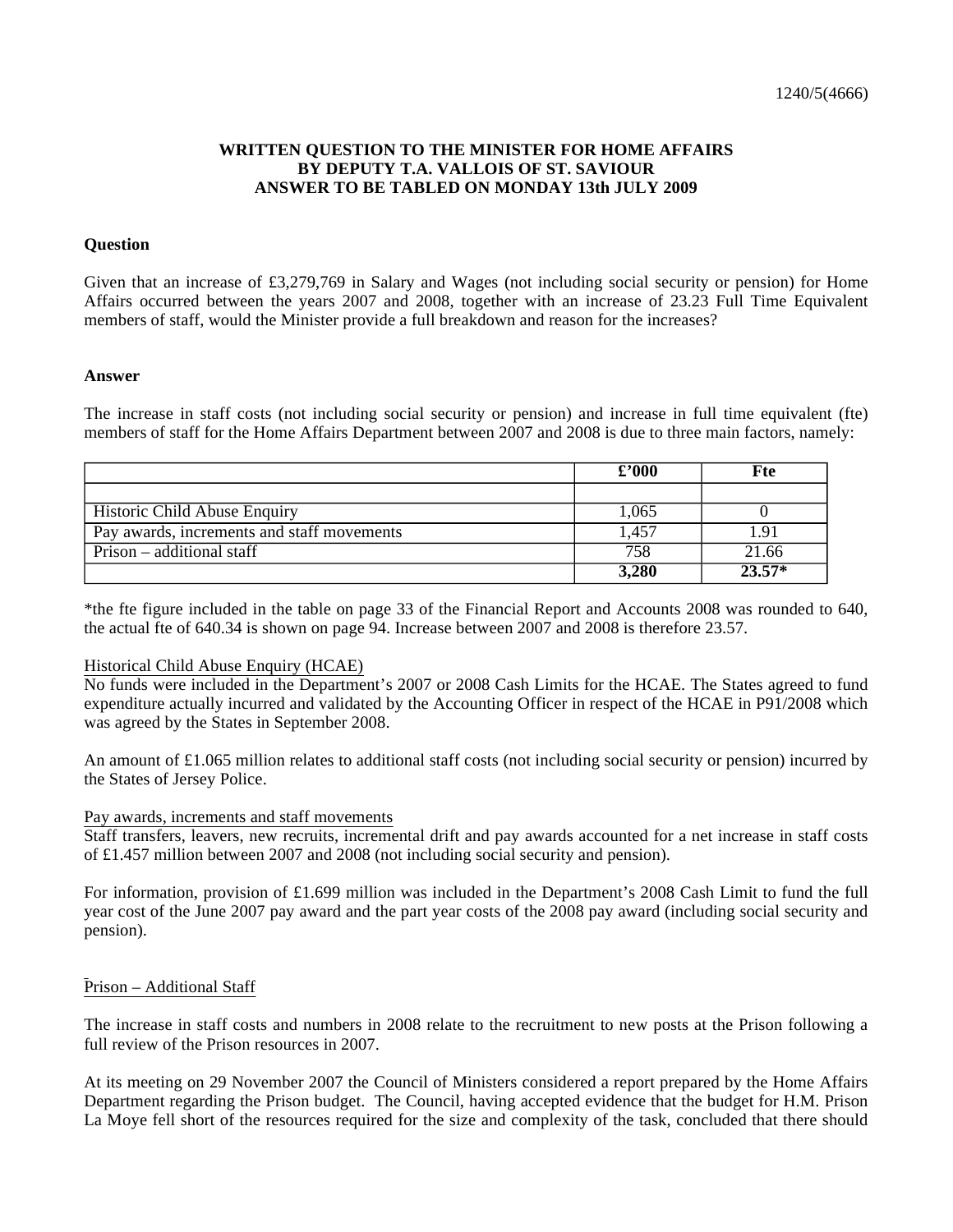1240/5(4666)

**WRITTEN QUESTION TO THE MINISTER FOR HOME AFFAIRS BY DEPUTY T.A. VALLOIS OF ST. SAVIOUR ANSWER TO BE TABLED ON MONDAY 13th JULY 2009**

**Question**

Given that an increase of £3,279,769 in Salary and Wages (not including social security or pension) for Home Affairs occurred between the years 2007 and 2008, together with an increase of 23.23 Full Time Equivalent members of staff, would the Minister provide a full breakdown and reason for the increases?

**Answer**

The increase in staff costs (not including social security or pension) and increase in full time equivalent (fte) members of staff for the Home Affairs Department between 2007 and 2008 is due to three main factors, namely:

| | **£'000** | **Fte** |
|---|---|---|
| | | |
| Historic Child Abuse Enquiry | 1,065 | 0 |
| Pay awards, increments and staff movements | 1,457 | 1.91 |
| Prison – additional staff | 758 | 21.66 |
| | **3,280** | **23.57*** |

*the fte figure included in the table on page 33 of the Financial Report and Accounts 2008 was rounded to 640, the actual fte of 640.34 is shown on page 94. Increase between 2007 and 2008 is therefore 23.57.

Historical Child Abuse Enquiry (HCAE)

No funds were included in the Department's 2007 or 2008 Cash Limits for the HCAE. The States agreed to fund expenditure actually incurred and validated by the Accounting Officer in respect of the HCAE in P91/2008 which was agreed by the States in September 2008.

An amount of £1.065 million relates to additional staff costs (not including social security or pension) incurred by the States of Jersey Police.

Pay awards, increments and staff movements

Staff transfers, leavers, new recruits, incremental drift and pay awards accounted for a net increase in staff costs of £1.457 million between 2007 and 2008 (not including social security and pension).

For information, provision of £1.699 million was included in the Department's 2008 Cash Limit to fund the full year cost of the June 2007 pay award and the part year costs of the 2008 pay award (including social security and pension).

Prison – Additional Staff

The increase in staff costs and numbers in 2008 relate to the recruitment to new posts at the Prison following a full review of the Prison resources in 2007.

At its meeting on 29 November 2007 the Council of Ministers considered a report prepared by the Home Affairs Department regarding the Prison budget. The Council, having accepted evidence that the budget for H.M. Prison La Moye fell short of the resources required for the size and complexity of the task, concluded that there should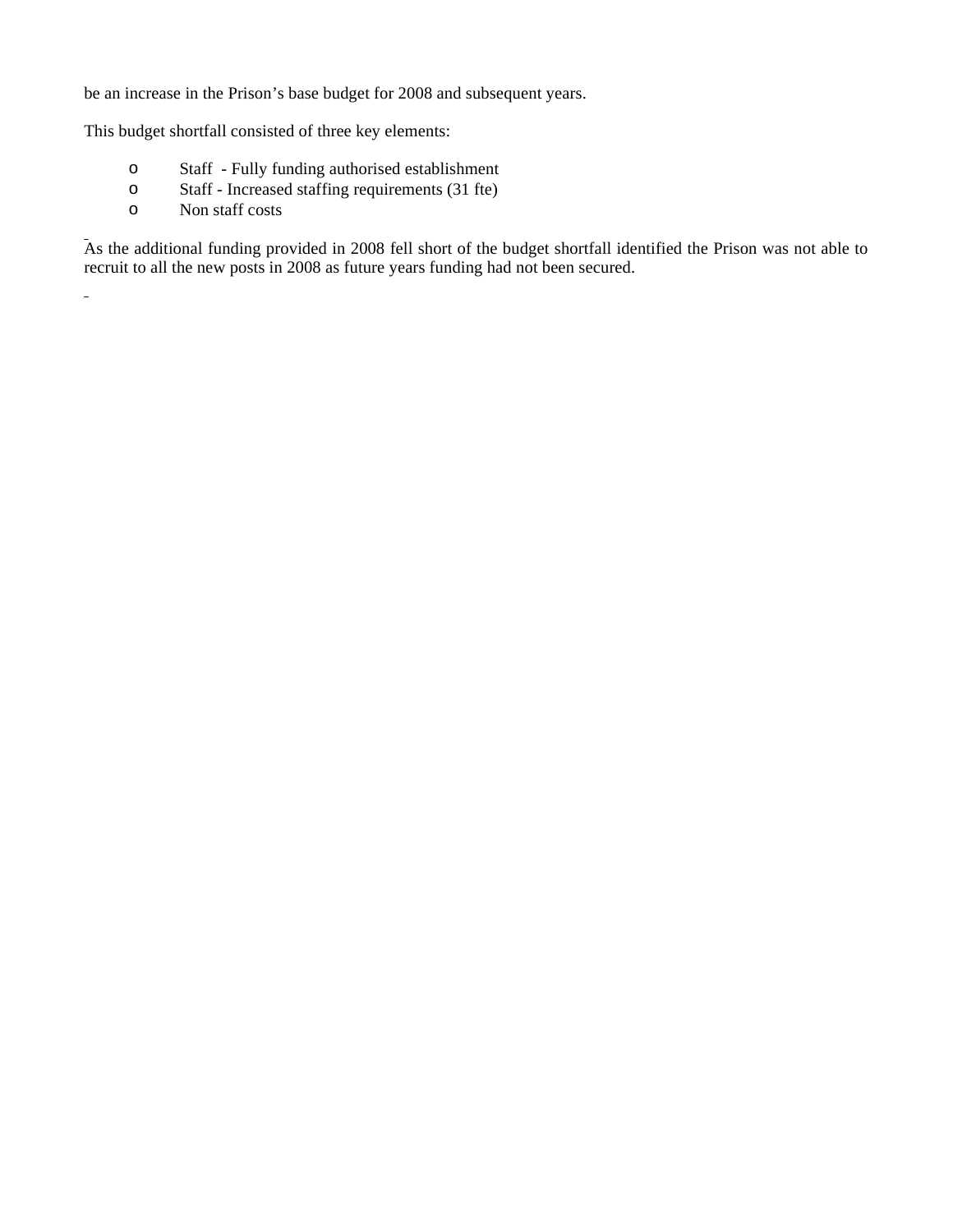be an increase in the Prison's base budget for 2008 and subsequent years.

This budget shortfall consisted of three key elements:

- Staff  - Fully funding authorised establishment
- Staff - Increased staffing requirements (31 fte)
- Non staff costs

As the additional funding provided in 2008 fell short of the budget shortfall identified the Prison was not able to recruit to all the new posts in 2008 as future years funding had not been secured.